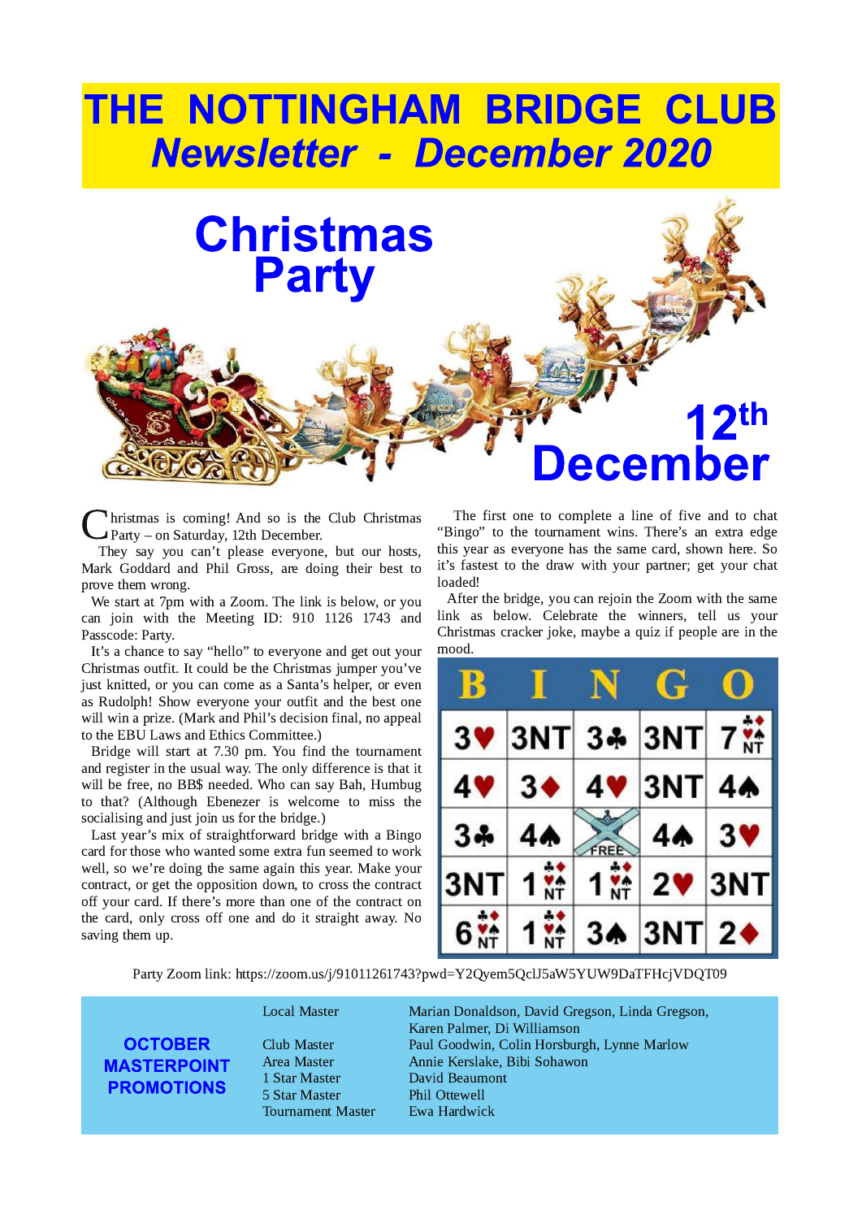# THE NOTTINGHAM BRIDGE CLUB
## *Newsletter - December 2020*

# Christmas Party

# 12th December

Christmas is coming! And so is the Club Christmas Party – on Saturday, 12th December.

They say you can't please everyone, but our hosts, Mark Goddard and Phil Gross, are doing their best to prove them wrong.

We start at 7pm with a Zoom. The link is below, or you can join with the Meeting ID: 910 1126 1743 and Passcode: Party.

It's a chance to say "hello" to everyone and get out your Christmas outfit. It could be the Christmas jumper you've just knitted, or you can come as a Santa's helper, or even as Rudolph! Show everyone your outfit and the best one will win a prize. (Mark and Phil's decision final, no appeal to the EBU Laws and Ethics Committee.)

Bridge will start at 7.30 pm. You find the tournament and register in the usual way. The only difference is that it will be free, no BB$ needed. Who can say Bah, Humbug to that? (Although Ebenezer is welcome to miss the socialising and just join us for the bridge.)

Last year's mix of straightforward bridge with a Bingo card for those who wanted some extra fun seemed to work well, so we're doing the same again this year. Make your contract, or get the opposition down, to cross the contract off your card. If there's more than one of the contract on the card, only cross off one and do it straight away. No saving them up.

The first one to complete a line of five and to chat "Bingo" to the tournament wins. There's an extra edge this year as everyone has the same card, shown here. So it's fastest to the draw with your partner; get your chat loaded!

After the bridge, you can rejoin the Zoom with the same link as below. Celebrate the winners, tell us your Christmas cracker joke, maybe a quiz if people are in the mood.

| B | I | N | G | O |
|---|---|---|---|---|
| 3♥ | 3NT | 3♣ | 3NT | 7 ♣♦♥♠NT |
| 4♥ | 3♦ | 4♥ | 3NT | 4♠ |
| 3♣ | 4♠ | FREE | 4♠ | 3♥ |
| 3NT | 1 ♣♦♥♠NT | 1 ♣♦♥♠NT | 2♥ | 3NT |
| 6 ♣♦♥♠NT | 1 ♣♦♥♠NT | 3♠ | 3NT | 2♦ |

Party Zoom link: https://zoom.us/j/91011261743?pwd=Y2Qyem5QclJ5aW5YUW9DaTFHcjVDQT09

## OCTOBER MASTERPOINT PROMOTIONS

| Rank | Members |
|---|---|
| Local Master | Marian Donaldson, David Gregson, Linda Gregson, Karen Palmer, Di Williamson |
| Club Master | Paul Goodwin, Colin Horsburgh, Lynne Marlow |
| Area Master | Annie Kerslake, Bibi Sohawon |
| 1 Star Master | David Beaumont |
| 5 Star Master | Phil Ottewell |
| Tournament Master | Ewa Hardwick |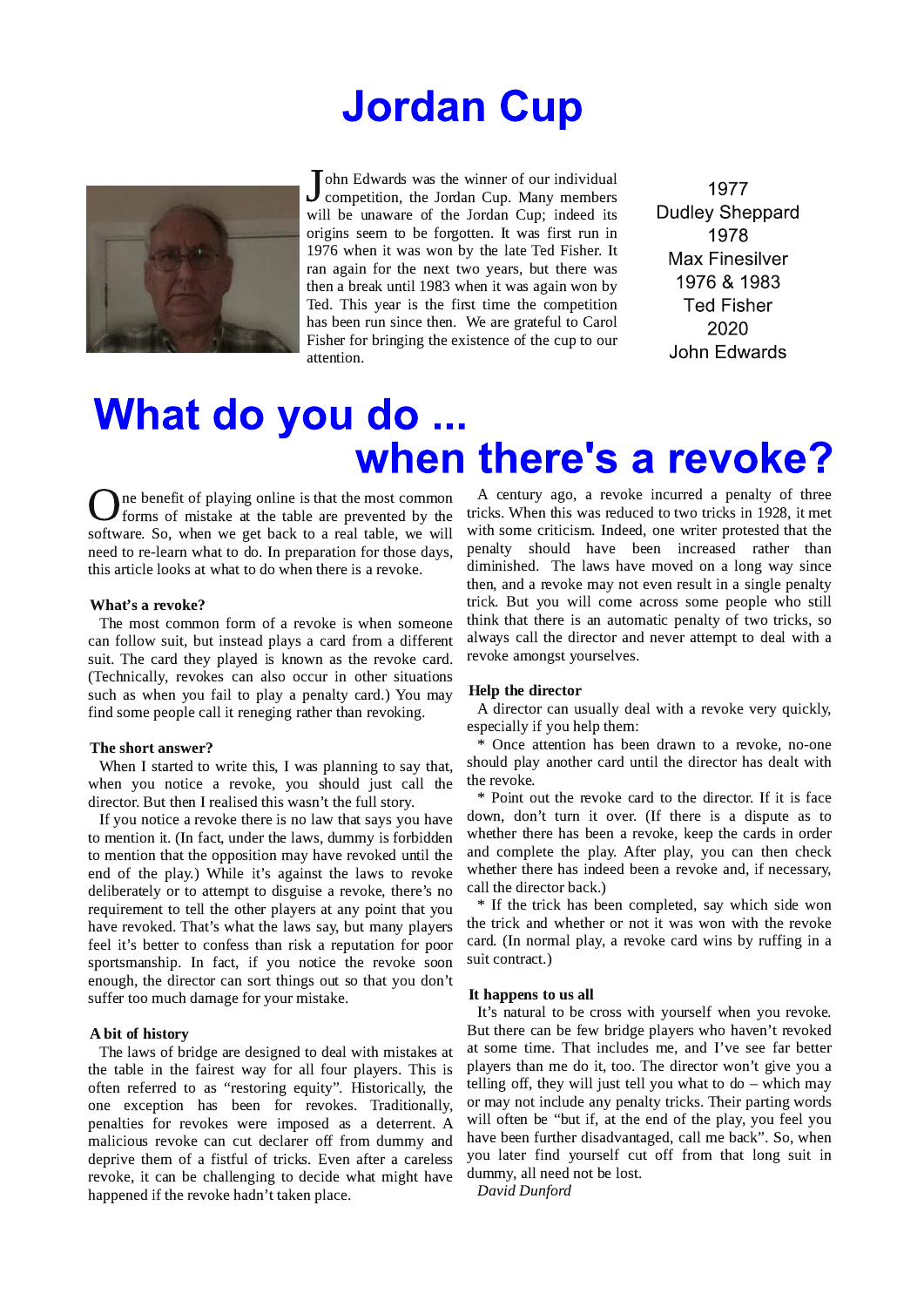# Jordan Cup

John Edwards was the winner of our individual competition, the Jordan Cup. Many members will be unaware of the Jordan Cup; indeed its origins seem to be forgotten. It was first run in 1976 when it was won by the late Ted Fisher. It ran again for the next two years, but there was then a break until 1983 when it was again won by Ted. This year is the first time the competition has been run since then. We are grateful to Carol Fisher for bringing the existence of the cup to our attention.

1977
Dudley Sheppard
1978
Max Finesilver
1976 & 1983
Ted Fisher
2020
John Edwards

# What do you do ... when there's a revoke?

One benefit of playing online is that the most common forms of mistake at the table are prevented by the software. So, when we get back to a real table, we will need to re-learn what to do. In preparation for those days, this article looks at what to do when there is a revoke.

### What's a revoke?

The most common form of a revoke is when someone can follow suit, but instead plays a card from a different suit. The card they played is known as the revoke card. (Technically, revokes can also occur in other situations such as when you fail to play a penalty card.) You may find some people call it reneging rather than revoking.

### The short answer?

When I started to write this, I was planning to say that, when you notice a revoke, you should just call the director. But then I realised this wasn't the full story.

If you notice a revoke there is no law that says you have to mention it. (In fact, under the laws, dummy is forbidden to mention that the opposition may have revoked until the end of the play.) While it's against the laws to revoke deliberately or to attempt to disguise a revoke, there's no requirement to tell the other players at any point that you have revoked. That's what the laws say, but many players feel it's better to confess than risk a reputation for poor sportsmanship. In fact, if you notice the revoke soon enough, the director can sort things out so that you don't suffer too much damage for your mistake.

### A bit of history

The laws of bridge are designed to deal with mistakes at the table in the fairest way for all four players. This is often referred to as "restoring equity". Historically, the one exception has been for revokes. Traditionally, penalties for revokes were imposed as a deterrent. A malicious revoke can cut declarer off from dummy and deprive them of a fistful of tricks. Even after a careless revoke, it can be challenging to decide what might have happened if the revoke hadn't taken place.

A century ago, a revoke incurred a penalty of three tricks. When this was reduced to two tricks in 1928, it met with some criticism. Indeed, one writer protested that the penalty should have been increased rather than diminished. The laws have moved on a long way since then, and a revoke may not even result in a single penalty trick. But you will come across some people who still think that there is an automatic penalty of two tricks, so always call the director and never attempt to deal with a revoke amongst yourselves.

### Help the director

A director can usually deal with a revoke very quickly, especially if you help them:

* Once attention has been drawn to a revoke, no-one should play another card until the director has dealt with the revoke.
* Point out the revoke card to the director. If it is face down, don't turn it over. (If there is a dispute as to whether there has been a revoke, keep the cards in order and complete the play. After play, you can then check whether there has indeed been a revoke and, if necessary, call the director back.)
* If the trick has been completed, say which side won the trick and whether or not it was won with the revoke card. (In normal play, a revoke card wins by ruffing in a suit contract.)

### It happens to us all

It's natural to be cross with yourself when you revoke. But there can be few bridge players who haven't revoked at some time. That includes me, and I've see far better players than me do it, too. The director won't give you a telling off, they will just tell you what to do – which may or may not include any penalty tricks. Their parting words will often be "but if, at the end of the play, you feel you have been further disadvantaged, call me back". So, when you later find yourself cut off from that long suit in dummy, all need not be lost.

*David Dunford*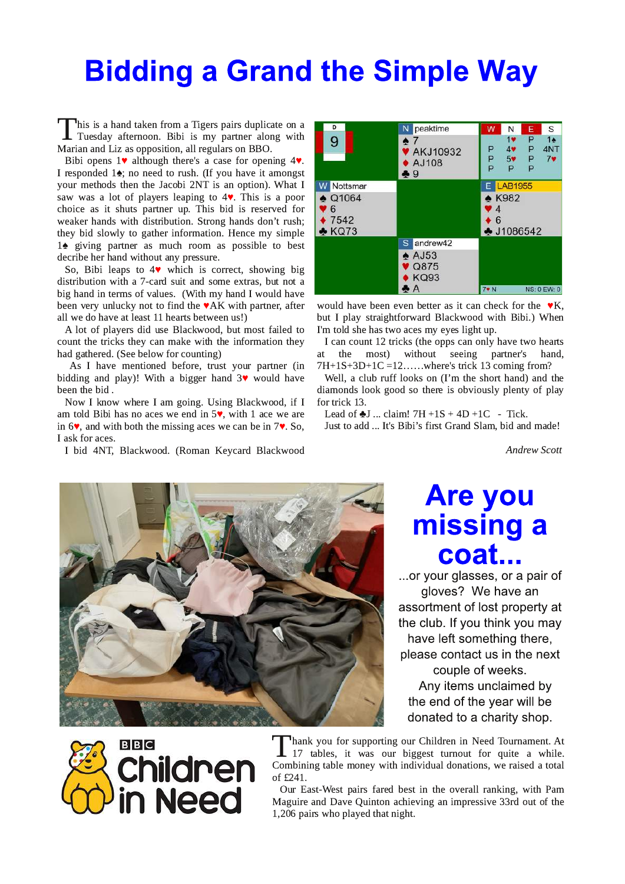# Bidding a Grand the Simple Way

This is a hand taken from a Tigers pairs duplicate on a Tuesday afternoon. Bibi is my partner along with Marian and Liz as opposition, all regulars on BBO.

Bibi opens 1♥ although there's a case for opening 4♥. I responded 1♠; no need to rush. (If you have it amongst your methods then the Jacobi 2NT is an option). What I saw was a lot of players leaping to 4♥. This is a poor choice as it shuts partner up. This bid is reserved for weaker hands with distribution. Strong hands don't rush; they bid slowly to gather information. Hence my simple 1♠ giving partner as much room as possible to best decribe her hand without any pressure.

So, Bibi leaps to 4♥ which is correct, showing big distribution with a 7-card suit and some extras, but not a big hand in terms of values. (With my hand I would have been very unlucky not to find the ♥AK with partner, after all we do have at least 11 hearts between us!)

A lot of players did use Blackwood, but most failed to count the tricks they can make with the information they had gathered. (See below for counting)

As I have mentioned before, trust your partner (in bidding and play)! With a bigger hand 3♥ would have been the bid .

Now I know where I am going. Using Blackwood, if I am told Bibi has no aces we end in 5♥, with 1 ace we are in 6♥, and with both the missing aces we can be in 7♥. So, I ask for aces.

I bid 4NT, Blackwood. (Roman Keycard Blackwood would have been even better as it can check for the ♥K, but I play straightforward Blackwood with Bibi.) When I'm told she has two aces my eyes light up.

Board 9, Dealer: North

| | N peaktime | |
|---|---|---|
| | ♠ 7 | |
| | ♥ AKJ10932 | |
| | ♦ AJ108 | |
| | ♣ 9 | |
| **W Nottsmar** | | **E LAB1955** |
| ♠ Q1064 | | ♠ K982 |
| ♥ 6 | | ♥ 4 |
| ♦ 7542 | | ♦ 6 |
| ♣ KQ73 | | ♣ J1086542 |
| | **S andrew42** | |
| | ♠ AJ53 | |
| | ♥ Q875 | |
| | ♦ KQ93 | |
| | ♣ A | |

| W | N | E | S |
|---|---|---|---|
| | 1♥ | P | 1♠ |
| P | 4♥ | P | 4NT |
| P | 5♥ | P | 7♥ |
| P | P | P | |

7♥ N — NS: 0 EW: 0

I can count 12 tricks (the opps can only have two hearts at the most) without seeing partner's hand, 7H+1S+3D+1C =12……where's trick 13 coming from?

Well, a club ruff looks on (I'm the short hand) and the diamonds look good so there is obviously plenty of play for trick 13.

Lead of ♣J ... claim! 7H +1S + 4D +1C - Tick.

Just to add ... It's Bibi's first Grand Slam, bid and made!

*Andrew Scott*

# Are you missing a coat...

...or your glasses, or a pair of gloves? We have an assortment of lost property at the club. If you think you may have left something there, please contact us in the next couple of weeks.

Any items unclaimed by the end of the year will be donated to a charity shop.

BBC Children in Need

Thank you for supporting our Children in Need Tournament. At 17 tables, it was our biggest turnout for quite a while. Combining table money with individual donations, we raised a total of £241.

Our East-West pairs fared best in the overall ranking, with Pam Maguire and Dave Quinton achieving an impressive 33rd out of the 1,206 pairs who played that night.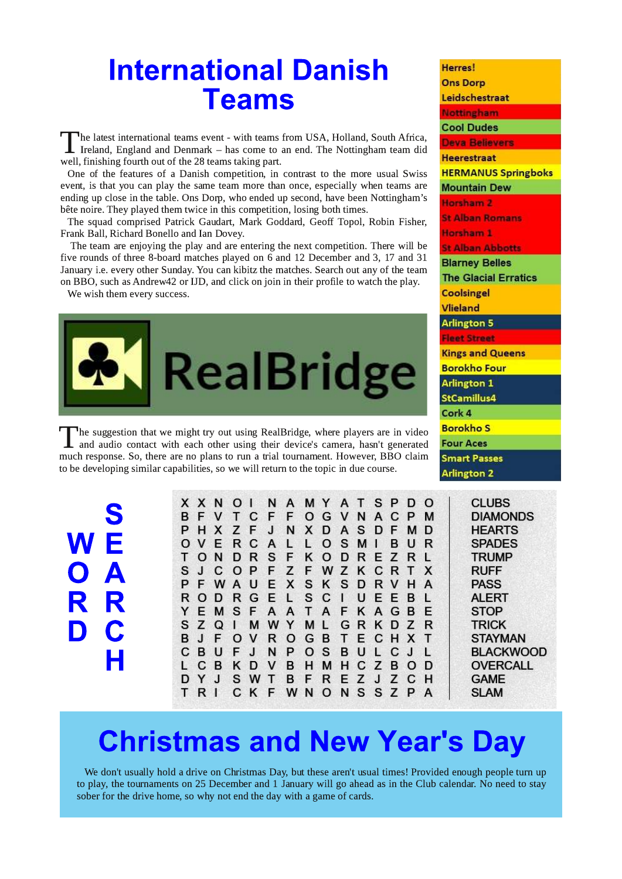# International Danish Teams

The latest international teams event - with teams from USA, Holland, South Africa, Ireland, England and Denmark – has come to an end. The Nottingham team did well, finishing fourth out of the 28 teams taking part.

One of the features of a Danish competition, in contrast to the more usual Swiss event, is that you can play the same team more than once, especially when teams are ending up close in the table. Ons Dorp, who ended up second, have been Nottingham's bête noire. They played them twice in this competition, losing both times.

The squad comprised Patrick Gaudart, Mark Goddard, Geoff Topol, Robin Fisher, Frank Ball, Richard Bonello and Ian Dovey.

The team are enjoying the play and are entering the next competition. There will be five rounds of three 8-board matches played on 6 and 12 December and 3, 17 and 31 January i.e. every other Sunday. You can kibitz the matches. Search out any of the team on BBO, such as Andrew42 or IJD, and click on join in their profile to watch the play.

We wish them every success.

| |
|---|
| Herres! |
| Ons Dorp |
| Leidschestraat |
| Nottingham |
| Cool Dudes |
| Deva Believers |
| Heerestraat |
| HERMANUS Springboks |
| Mountain Dew |
| Horsham 2 |
| St Alban Romans |
| Horsham 1 |
| St Alban Abbotts |
| Blarney Belles |
| The Glacial Erratics |
| Coolsingel |
| Vlieland |
| Arlington 5 |
| Fleet Street |
| Kings and Queens |
| Borokho Four |
| Arlington 1 |
| StCamillus4 |
| Cork 4 |
| Borokho S |
| Four Aces |
| Smart Passes |
| Arlington 2 |

RealBridge

The suggestion that we might try out using RealBridge, where players are in video and audio contact with each other using their device's camera, hasn't generated much response. So, there are no plans to run a trial tournament. However, BBO claim to be developing similar capabilities, so we will return to the topic in due course.

## WORD SEARCH

```
X X N O I N A M Y A T S P D O
B F V T C F F O G V N A C P M
P H X Z F J N X D A S D F M D
O V E R C A L L O S M I B U R
T O N D R S F K O D R E Z R L
S J C O P F Z F W Z K C R T X
P F W A U E X S K S D R V H A
R O D R G E L S C I U E E B L
Y E M S F A A T A F K A G B E
S Z Q I M W Y M L G R K D Z R
B J F O V R O G B T E C H X T
C B U F J N P O S B U L C J L
L C B K D V B H M H C Z B O D
D Y J S W T B F R E Z J Z C H
T R I C K F W N O N S S Z P A
```

CLUBS
DIAMONDS
HEARTS
SPADES
TRUMP
RUFF
PASS
ALERT
STOP
TRICK
STAYMAN
BLACKWOOD
OVERCALL
GAME
SLAM

# Christmas and New Year's Day

We don't usually hold a drive on Christmas Day, but these aren't usual times! Provided enough people turn up to play, the tournaments on 25 December and 1 January will go ahead as in the Club calendar. No need to stay sober for the drive home, so why not end the day with a game of cards.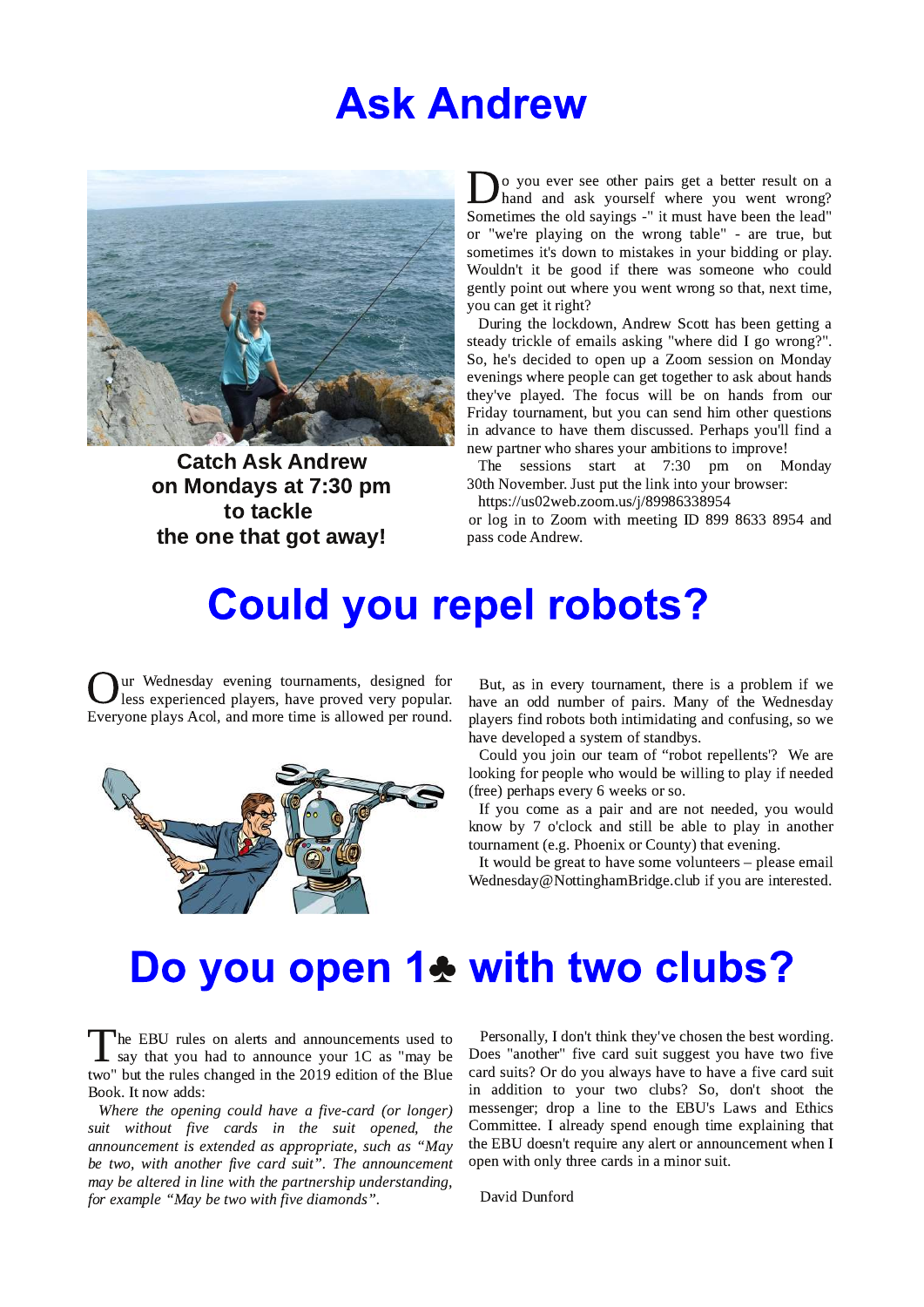# Ask Andrew

**Catch Ask Andrew on Mondays at 7:30 pm to tackle the one that got away!**

Do you ever see other pairs get a better result on a hand and ask yourself where you went wrong? Sometimes the old sayings -" it must have been the lead" or "we're playing on the wrong table" - are true, but sometimes it's down to mistakes in your bidding or play. Wouldn't it be good if there was someone who could gently point out where you went wrong so that, next time, you can get it right?

During the lockdown, Andrew Scott has been getting a steady trickle of emails asking "where did I go wrong?". So, he's decided to open up a Zoom session on Monday evenings where people can get together to ask about hands they've played. The focus will be on hands from our Friday tournament, but you can send him other questions in advance to have them discussed. Perhaps you'll find a new partner who shares your ambitions to improve!

The sessions start at 7:30 pm on Monday 30th November. Just put the link into your browser:

https://us02web.zoom.us/j/89986338954

or log in to Zoom with meeting ID 899 8633 8954 and pass code Andrew.

# Could you repel robots?

Our Wednesday evening tournaments, designed for less experienced players, have proved very popular. Everyone plays Acol, and more time is allowed per round.

But, as in every tournament, there is a problem if we have an odd number of pairs. Many of the Wednesday players find robots both intimidating and confusing, so we have developed a system of standbys.

Could you join our team of "robot repellents'? We are looking for people who would be willing to play if needed (free) perhaps every 6 weeks or so.

If you come as a pair and are not needed, you would know by 7 o'clock and still be able to play in another tournament (e.g. Phoenix or County) that evening.

It would be great to have some volunteers – please email Wednesday@NottinghamBridge.club if you are interested.

# Do you open 1♣ with two clubs?

The EBU rules on alerts and announcements used to say that you had to announce your 1C as "may be two" but the rules changed in the 2019 edition of the Blue Book. It now adds:

*Where the opening could have a five-card (or longer) suit without five cards in the suit opened, the announcement is extended as appropriate, such as "May be two, with another five card suit". The announcement may be altered in line with the partnership understanding, for example "May be two with five diamonds".*

Personally, I don't think they've chosen the best wording. Does "another" five card suit suggest you have two five card suits? Or do you always have to have a five card suit in addition to your two clubs? So, don't shoot the messenger; drop a line to the EBU's Laws and Ethics Committee. I already spend enough time explaining that the EBU doesn't require any alert or announcement when I open with only three cards in a minor suit.

David Dunford